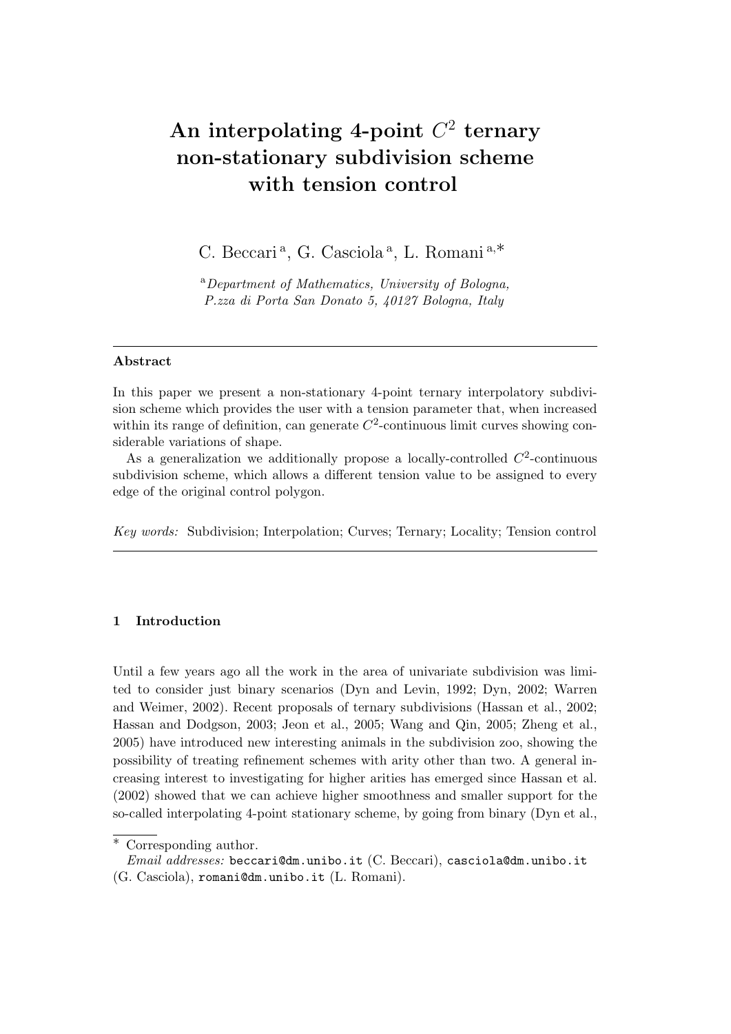# An interpolating 4-point $C^2$ ternary non-stationary subdivision scheme with tension control

C. Beccari [a], G. Casciola [a], L. Romani [a,*]

[a] *Department of Mathematics, University of Bologna, P.zza di Porta San Donato 5, 40127 Bologna, Italy*

---

**Abstract**

In this paper we present a non-stationary 4-point ternary interpolatory subdivision scheme which provides the user with a tension parameter that, when increased within its range of definition, can generate $C^2$-continuous limit curves showing considerable variations of shape.

As a generalization we additionally propose a locally-controlled $C^2$-continuous subdivision scheme, which allows a different tension value to be assigned to every edge of the original control polygon.

*Key words:* Subdivision; Interpolation; Curves; Ternary; Locality; Tension control

---

## 1 Introduction

Until a few years ago all the work in the area of univariate subdivision was limited to consider just binary scenarios (Dyn and Levin, 1992; Dyn, 2002; Warren and Weimer, 2002). Recent proposals of ternary subdivisions (Hassan et al., 2002; Hassan and Dodgson, 2003; Jeon et al., 2005; Wang and Qin, 2005; Zheng et al., 2005) have introduced new interesting animals in the subdivision zoo, showing the possibility of treating refinement schemes with arity other than two. A general increasing interest to investigating for higher arities has emerged since Hassan et al. (2002) showed that we can achieve higher smoothness and smaller support for the so-called interpolating 4-point stationary scheme, by going from binary (Dyn et al.,

---

\* Corresponding author.

*Email addresses:* beccari@dm.unibo.it (C. Beccari), casciola@dm.unibo.it (G. Casciola), romani@dm.unibo.it (L. Romani).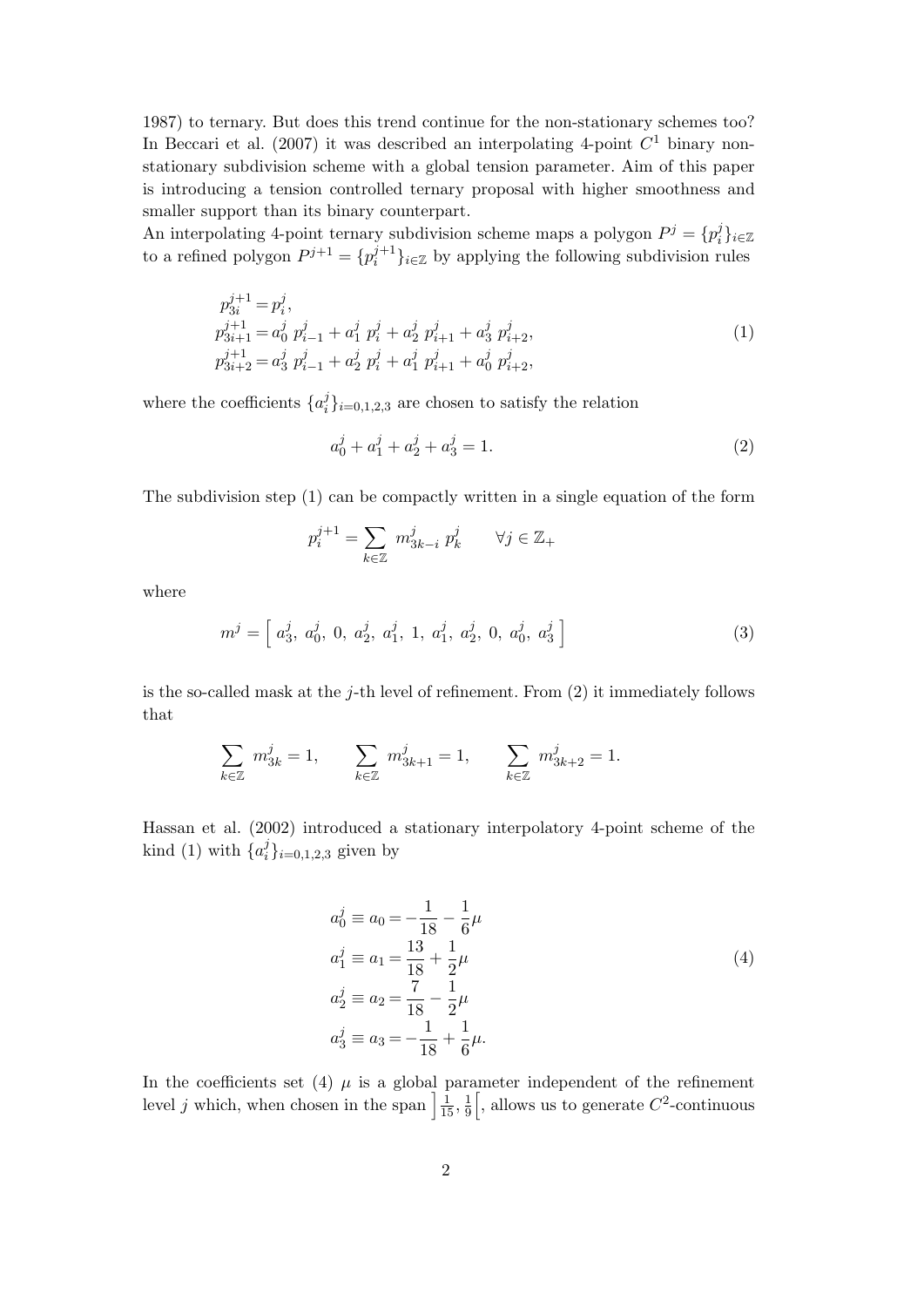1987) to ternary. But does this trend continue for the non-stationary schemes too? In Beccari et al. (2007) it was described an interpolating 4-point $C^1$ binary non-stationary subdivision scheme with a global tension parameter. Aim of this paper is introducing a tension controlled ternary proposal with higher smoothness and smaller support than its binary counterpart.

An interpolating 4-point ternary subdivision scheme maps a polygon $P^j = \{p_i^j\}_{i\in\mathbb{Z}}$ to a refined polygon $P^{j+1} = \{p_i^{j+1}\}_{i\in\mathbb{Z}}$ by applying the following subdivision rules

$$
\begin{aligned}
p_{3i}^{j+1} &= p_i^j, \\
p_{3i+1}^{j+1} &= a_0^j \; p_{i-1}^j + a_1^j \; p_i^j + a_2^j \; p_{i+1}^j + a_3^j \; p_{i+2}^j, \\
p_{3i+2}^{j+1} &= a_3^j \; p_{i-1}^j + a_2^j \; p_i^j + a_1^j \; p_{i+1}^j + a_0^j \; p_{i+2}^j,
\end{aligned}
\tag{1}
$$

where the coefficients $\{a_i^j\}_{i=0,1,2,3}$ are chosen to satisfy the relation

$$
a_0^j + a_1^j + a_2^j + a_3^j = 1. \tag{2}
$$

The subdivision step (1) can be compactly written in a single equation of the form

$$
p_i^{j+1} = \sum_{k\in\mathbb{Z}} m_{3k-i}^j \; p_k^j \qquad \forall j \in \mathbb{Z}_+
$$

where

$$
m^j = \left[ \; a_3^j, \; a_0^j, \; 0, \; a_2^j, \; a_1^j, \; 1, \; a_1^j, \; a_2^j, \; 0, \; a_0^j, \; a_3^j \; \right] \tag{3}
$$

is the so-called mask at the $j$-th level of refinement. From (2) it immediately follows that

$$
\sum_{k\in\mathbb{Z}} m_{3k}^j = 1, \qquad \sum_{k\in\mathbb{Z}} m_{3k+1}^j = 1, \qquad \sum_{k\in\mathbb{Z}} m_{3k+2}^j = 1.
$$

Hassan et al. (2002) introduced a stationary interpolatory 4-point scheme of the kind (1) with $\{a_i^j\}_{i=0,1,2,3}$ given by

$$
\begin{aligned}
a_0^j \equiv a_0 &= -\frac{1}{18} - \frac{1}{6}\mu \\
a_1^j \equiv a_1 &= \frac{13}{18} + \frac{1}{2}\mu \\
a_2^j \equiv a_2 &= \frac{7}{18} - \frac{1}{2}\mu \\
a_3^j \equiv a_3 &= -\frac{1}{18} + \frac{1}{6}\mu.
\end{aligned}
\tag{4}
$$

In the coefficients set (4) $\mu$ is a global parameter independent of the refinement level $j$ which, when chosen in the span $\left]\frac{1}{15}, \frac{1}{9}\right[$, allows us to generate $C^2$-continuous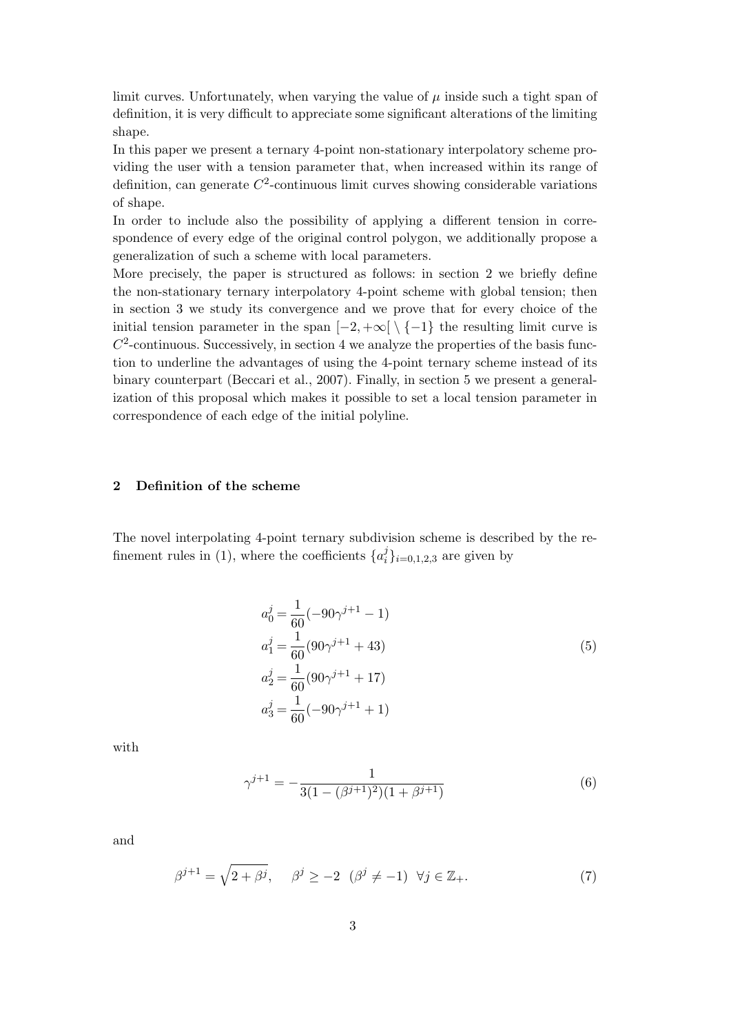limit curves. Unfortunately, when varying the value of $\mu$ inside such a tight span of definition, it is very difficult to appreciate some significant alterations of the limiting shape.

In this paper we present a ternary 4-point non-stationary interpolatory scheme providing the user with a tension parameter that, when increased within its range of definition, can generate $C^2$-continuous limit curves showing considerable variations of shape.

In order to include also the possibility of applying a different tension in correspondence of every edge of the original control polygon, we additionally propose a generalization of such a scheme with local parameters.

More precisely, the paper is structured as follows: in section 2 we briefly define the non-stationary ternary interpolatory 4-point scheme with global tension; then in section 3 we study its convergence and we prove that for every choice of the initial tension parameter in the span $[-2, +\infty[ \setminus \{-1\}$ the resulting limit curve is $C^2$-continuous. Successively, in section 4 we analyze the properties of the basis function to underline the advantages of using the 4-point ternary scheme instead of its binary counterpart (Beccari et al., 2007). Finally, in section 5 we present a generalization of this proposal which makes it possible to set a local tension parameter in correspondence of each edge of the initial polyline.

## 2 Definition of the scheme

The novel interpolating 4-point ternary subdivision scheme is described by the refinement rules in (1), where the coefficients $\{a_i^j\}_{i=0,1,2,3}$ are given by

$$
\begin{aligned}
a_0^j &= \frac{1}{60}(-90\gamma^{j+1} - 1) \\
a_1^j &= \frac{1}{60}(90\gamma^{j+1} + 43) \\
a_2^j &= \frac{1}{60}(90\gamma^{j+1} + 17) \\
a_3^j &= \frac{1}{60}(-90\gamma^{j+1} + 1)
\end{aligned}
\tag{5}
$$

with

$$
\gamma^{j+1} = -\frac{1}{3(1-(\beta^{j+1})^2)(1+\beta^{j+1})} \tag{6}
$$

and

$$
\beta^{j+1} = \sqrt{2+\beta^j}, \quad \beta^j \geq -2 \ \ (\beta^j \neq -1) \ \ \forall j \in \mathbb{Z}_+. \tag{7}
$$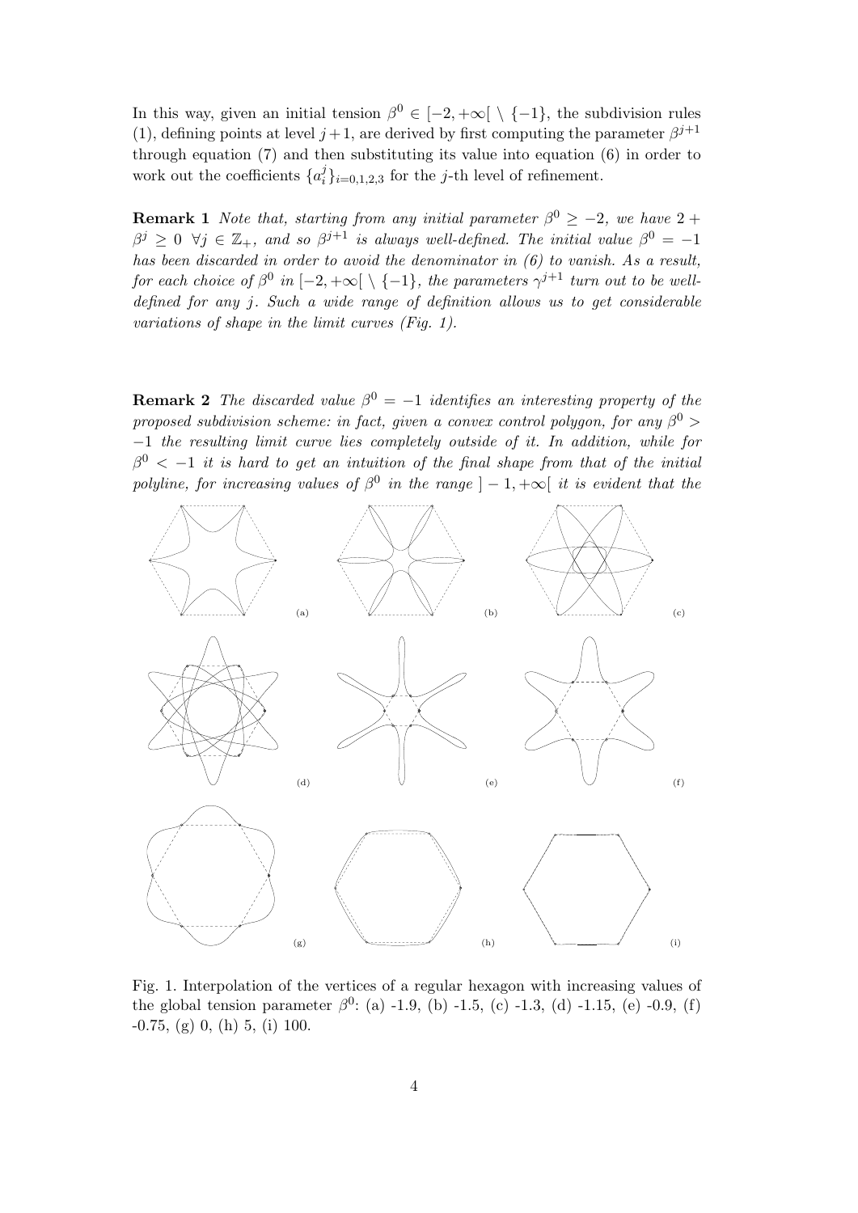In this way, given an initial tension $\beta^0 \in [-2, +\infty[ \setminus \{-1\}$, the subdivision rules (1), defining points at level $j+1$, are derived by first computing the parameter $\beta^{j+1}$ through equation (7) and then substituting its value into equation (6) in order to work out the coefficients $\{a_i^j\}_{i=0,1,2,3}$ for the $j$-th level of refinement.

**Remark 1** *Note that, starting from any initial parameter $\beta^0 \geq -2$, we have $2 + \beta^j \geq 0$ $\forall j \in \mathbb{Z}_+$, and so $\beta^{j+1}$ is always well-defined. The initial value $\beta^0 = -1$ has been discarded in order to avoid the denominator in (6) to vanish. As a result, for each choice of $\beta^0$ in $[-2, +\infty[ \setminus \{-1\}$, the parameters $\gamma^{j+1}$ turn out to be well-defined for any $j$. Such a wide range of definition allows us to get considerable variations of shape in the limit curves (Fig. 1).*

**Remark 2** *The discarded value $\beta^0 = -1$ identifies an interesting property of the proposed subdivision scheme: in fact, given a convex control polygon, for any $\beta^0 > -1$ the resulting limit curve lies completely outside of it. In addition, while for $\beta^0 < -1$ it is hard to get an intuition of the final shape from that of the initial polyline, for increasing values of $\beta^0$ in the range $]-1, +\infty[$ it is evident that the*

Fig. 1. Interpolation of the vertices of a regular hexagon with increasing values of the global tension parameter $\beta^0$: (a) -1.9, (b) -1.5, (c) -1.3, (d) -1.15, (e) -0.9, (f) -0.75, (g) 0, (h) 5, (i) 100.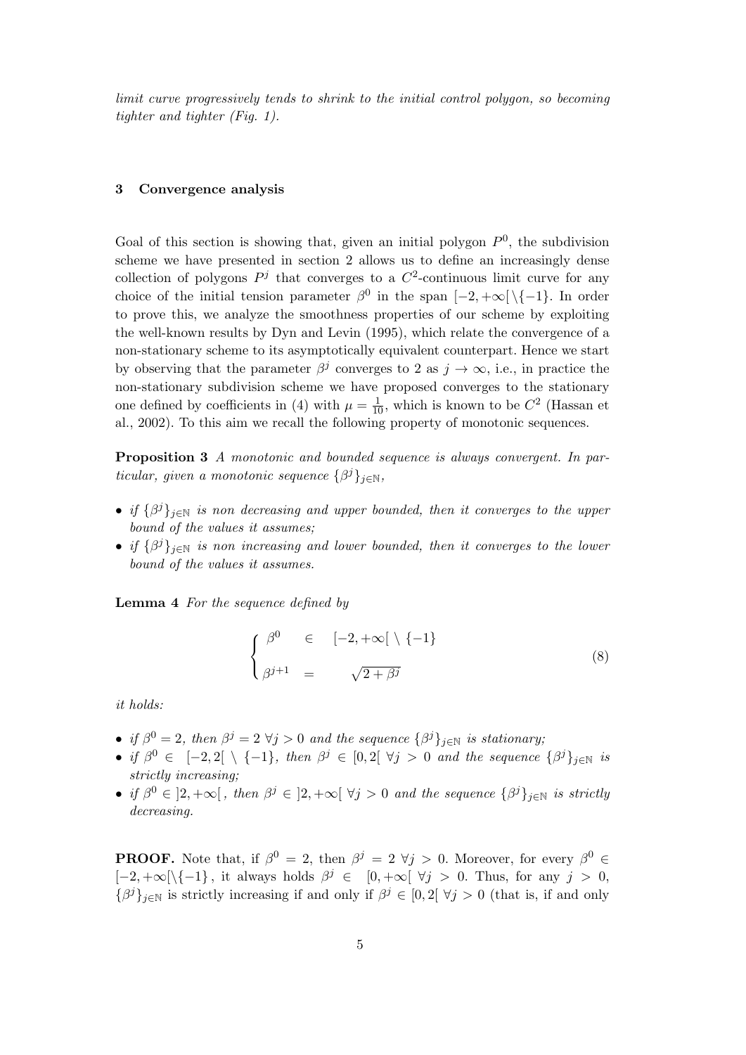*limit curve progressively tends to shrink to the initial control polygon, so becoming tighter and tighter (Fig. 1).*

## 3 Convergence analysis

Goal of this section is showing that, given an initial polygon $P^0$, the subdivision scheme we have presented in section 2 allows us to define an increasingly dense collection of polygons $P^j$ that converges to a $C^2$-continuous limit curve for any choice of the initial tension parameter $\beta^0$ in the span $[-2, +\infty[ \setminus \{-1\}$. In order to prove this, we analyze the smoothness properties of our scheme by exploiting the well-known results by Dyn and Levin (1995), which relate the convergence of a non-stationary scheme to its asymptotically equivalent counterpart. Hence we start by observing that the parameter $\beta^j$ converges to 2 as $j \to \infty$, i.e., in practice the non-stationary subdivision scheme we have proposed converges to the stationary one defined by coefficients in (4) with $\mu = \frac{1}{10}$, which is known to be $C^2$ (Hassan et al., 2002). To this aim we recall the following property of monotonic sequences.

**Proposition 3** *A monotonic and bounded sequence is always convergent. In particular, given a monotonic sequence $\{\beta^j\}_{j\in\mathbb{N}}$,*

- *if $\{\beta^j\}_{j\in\mathbb{N}}$ is non decreasing and upper bounded, then it converges to the upper bound of the values it assumes;*
- *if $\{\beta^j\}_{j\in\mathbb{N}}$ is non increasing and lower bounded, then it converges to the lower bound of the values it assumes.*

**Lemma 4** *For the sequence defined by*

$$
\begin{cases} \beta^0 \quad \in \quad [-2, +\infty[ \setminus \{-1\} \\ \beta^{j+1} \quad = \quad \sqrt{2+\beta^j} \end{cases} \tag{8}
$$

*it holds:*

- *if $\beta^0 = 2$, then $\beta^j = 2 \ \forall j > 0$ and the sequence $\{\beta^j\}_{j\in\mathbb{N}}$ is stationary;*
- *if $\beta^0 \in \ [-2, 2[ \setminus \{-1\}$, then $\beta^j \in [0, 2[ \ \forall j > 0$ and the sequence $\{\beta^j\}_{j\in\mathbb{N}}$ is strictly increasing;*
- *if $\beta^0 \in ]2, +\infty[$, then $\beta^j \in ]2, +\infty[ \ \forall j > 0$ and the sequence $\{\beta^j\}_{j\in\mathbb{N}}$ is strictly decreasing.*

**PROOF.** Note that, if $\beta^0 = 2$, then $\beta^j = 2 \ \forall j > 0$. Moreover, for every $\beta^0 \in [-2, +\infty[\setminus\{-1\}$, it always holds $\beta^j \in \ [0, +\infty[ \ \forall j > 0$. Thus, for any $j > 0$, $\{\beta^j\}_{j\in\mathbb{N}}$ is strictly increasing if and only if $\beta^j \in [0, 2[ \ \forall j > 0$ (that is, if and only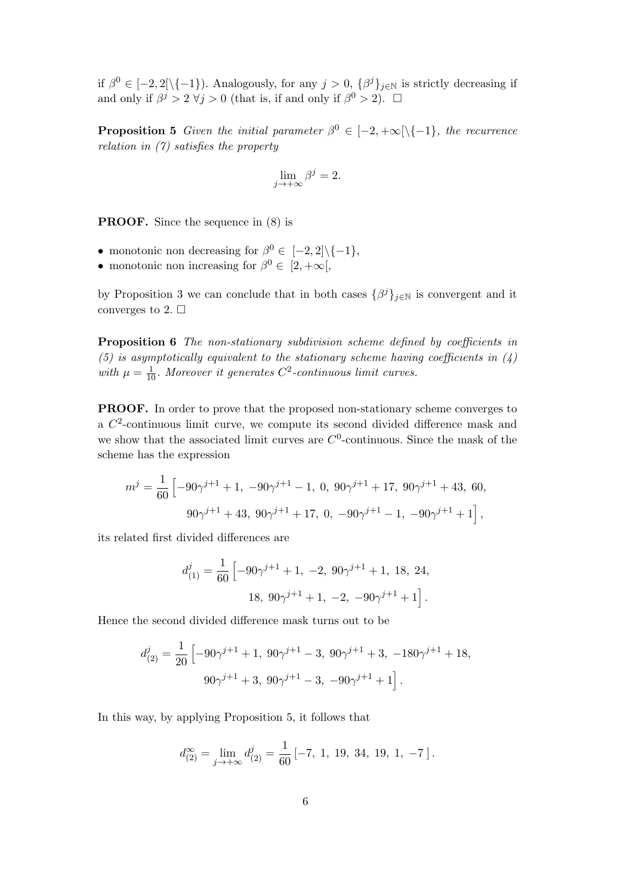if $\beta^0 \in [-2, 2[\backslash\{-1\}$). Analogously, for any $j > 0$, $\{\beta^j\}_{j\in\mathbb{N}}$ is strictly decreasing if and only if $\beta^j > 2\ \forall j > 0$ (that is, if and only if $\beta^0 > 2$). $\square$

**Proposition 5** *Given the initial parameter $\beta^0 \in [-2, +\infty[\backslash\{-1\}$, the recurrence relation in (7) satisfies the property*

$$\lim_{j\to+\infty} \beta^j = 2.$$

**PROOF.** Since the sequence in (8) is

- monotonic non decreasing for $\beta^0 \in\ [-2, 2]\backslash\{-1\}$,
- monotonic non increasing for $\beta^0 \in\ [2, +\infty[$,

by Proposition 3 we can conclude that in both cases $\{\beta^j\}_{j\in\mathbb{N}}$ is convergent and it converges to 2. $\square$

**Proposition 6** *The non-stationary subdivision scheme defined by coefficients in (5) is asymptotically equivalent to the stationary scheme having coefficients in (4) with $\mu = \frac{1}{10}$. Moreover it generates $C^2$-continuous limit curves.*

**PROOF.** In order to prove that the proposed non-stationary scheme converges to a $C^2$-continuous limit curve, we compute its second divided difference mask and we show that the associated limit curves are $C^0$-continuous. Since the mask of the scheme has the expression

$$m^j = \frac{1}{60}\Big[-90\gamma^{j+1}+1,\ -90\gamma^{j+1}-1,\ 0,\ 90\gamma^{j+1}+17,\ 90\gamma^{j+1}+43,\ 60,$$
$$90\gamma^{j+1}+43,\ 90\gamma^{j+1}+17,\ 0,\ -90\gamma^{j+1}-1,\ -90\gamma^{j+1}+1\Big],$$

its related first divided differences are

$$d^j_{(1)} = \frac{1}{60}\Big[-90\gamma^{j+1}+1,\ -2,\ 90\gamma^{j+1}+1,\ 18,\ 24,$$
$$18,\ 90\gamma^{j+1}+1,\ -2,\ -90\gamma^{j+1}+1\Big].$$

Hence the second divided difference mask turns out to be

$$d^j_{(2)} = \frac{1}{20}\Big[-90\gamma^{j+1}+1,\ 90\gamma^{j+1}-3,\ 90\gamma^{j+1}+3,\ -180\gamma^{j+1}+18,$$
$$90\gamma^{j+1}+3,\ 90\gamma^{j+1}-3,\ -90\gamma^{j+1}+1\Big].$$

In this way, by applying Proposition 5, it follows that

$$d^\infty_{(2)} = \lim_{j\to+\infty} d^j_{(2)} = \frac{1}{60}\left[-7,\ 1,\ 19,\ 34,\ 19,\ 1,\ -7\,\right].$$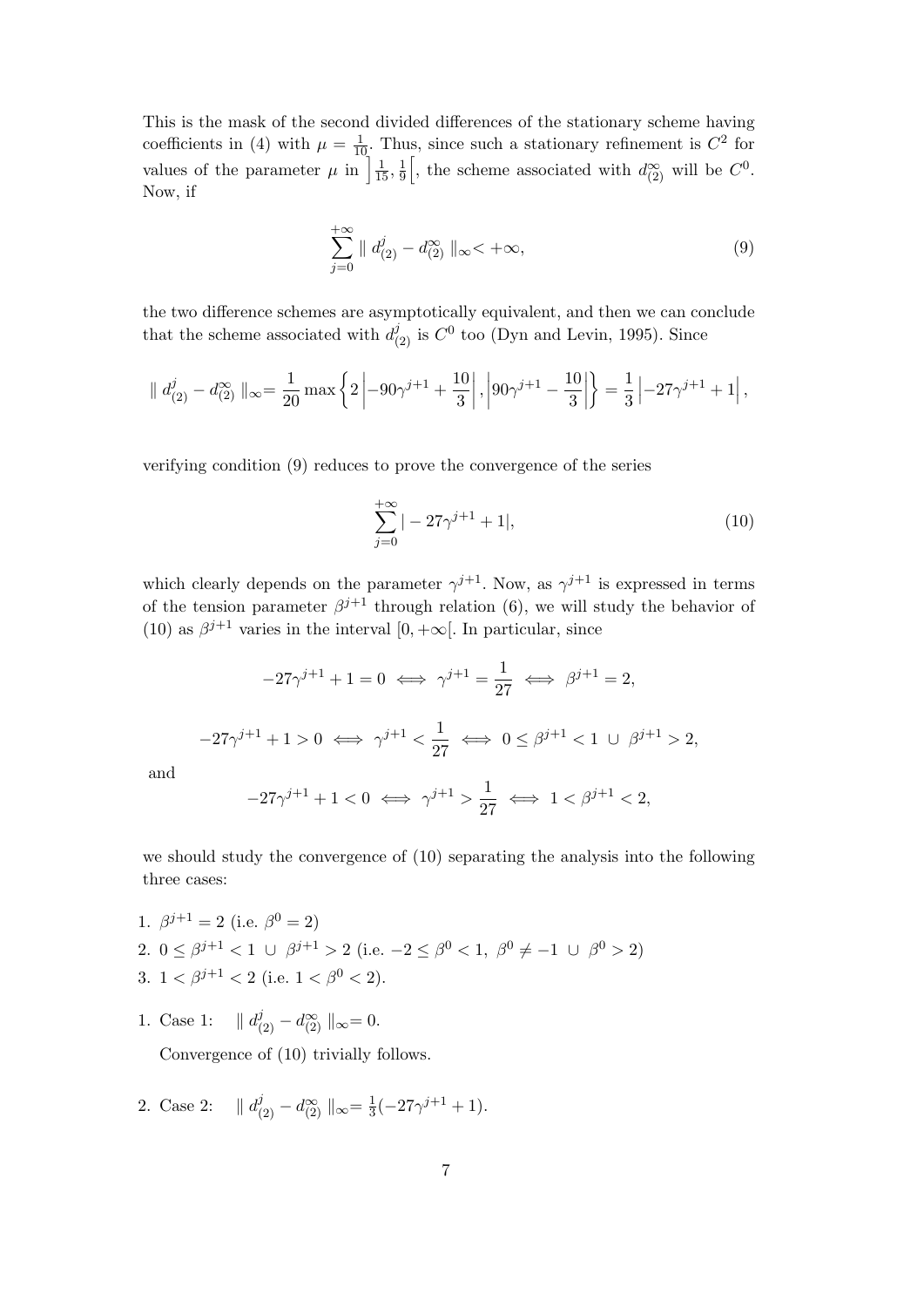This is the mask of the second divided differences of the stationary scheme having coefficients in (4) with $\mu = \frac{1}{10}$. Thus, since such a stationary refinement is $C^2$ for values of the parameter $\mu$ in $\left]\frac{1}{15}, \frac{1}{9}\right[$, the scheme associated with $d_{(2)}^{\infty}$ will be $C^0$. Now, if

$$\sum_{j=0}^{+\infty} \parallel d_{(2)}^{j} - d_{(2)}^{\infty} \parallel_{\infty} < +\infty, \tag{9}$$

the two difference schemes are asymptotically equivalent, and then we can conclude that the scheme associated with $d_{(2)}^{j}$ is $C^0$ too (Dyn and Levin, 1995). Since

$$\parallel d_{(2)}^{j} - d_{(2)}^{\infty} \parallel_{\infty} = \frac{1}{20} \max\left\{ 2\left|-90\gamma^{j+1} + \frac{10}{3}\right|, \left|90\gamma^{j+1} - \frac{10}{3}\right| \right\} = \frac{1}{3}\left|-27\gamma^{j+1} + 1\right|,$$

verifying condition (9) reduces to prove the convergence of the series

$$\sum_{j=0}^{+\infty} |-27\gamma^{j+1} + 1|, \tag{10}$$

which clearly depends on the parameter $\gamma^{j+1}$. Now, as $\gamma^{j+1}$ is expressed in terms of the tension parameter $\beta^{j+1}$ through relation (6), we will study the behavior of (10) as $\beta^{j+1}$ varies in the interval $[0, +\infty[$. In particular, since

$$-27\gamma^{j+1} + 1 = 0 \iff \gamma^{j+1} = \frac{1}{27} \iff \beta^{j+1} = 2,$$

$$-27\gamma^{j+1} + 1 > 0 \iff \gamma^{j+1} < \frac{1}{27} \iff 0 \leq \beta^{j+1} < 1 \ \cup \ \beta^{j+1} > 2,$$

and

$$-27\gamma^{j+1} + 1 < 0 \iff \gamma^{j+1} > \frac{1}{27} \iff 1 < \beta^{j+1} < 2,$$

we should study the convergence of (10) separating the analysis into the following three cases:

1. $\beta^{j+1} = 2$ (i.e. $\beta^0 = 2$)
2. $0 \leq \beta^{j+1} < 1 \ \cup \ \beta^{j+1} > 2$ (i.e. $-2 \leq \beta^0 < 1, \ \beta^0 \neq -1 \ \cup \ \beta^0 > 2$)
3. $1 < \beta^{j+1} < 2$ (i.e. $1 < \beta^0 < 2$).

1. Case 1: $\parallel d_{(2)}^{j} - d_{(2)}^{\infty} \parallel_{\infty} = 0$.

   Convergence of (10) trivially follows.

2. Case 2: $\parallel d_{(2)}^{j} - d_{(2)}^{\infty} \parallel_{\infty} = \frac{1}{3}(-27\gamma^{j+1} + 1)$.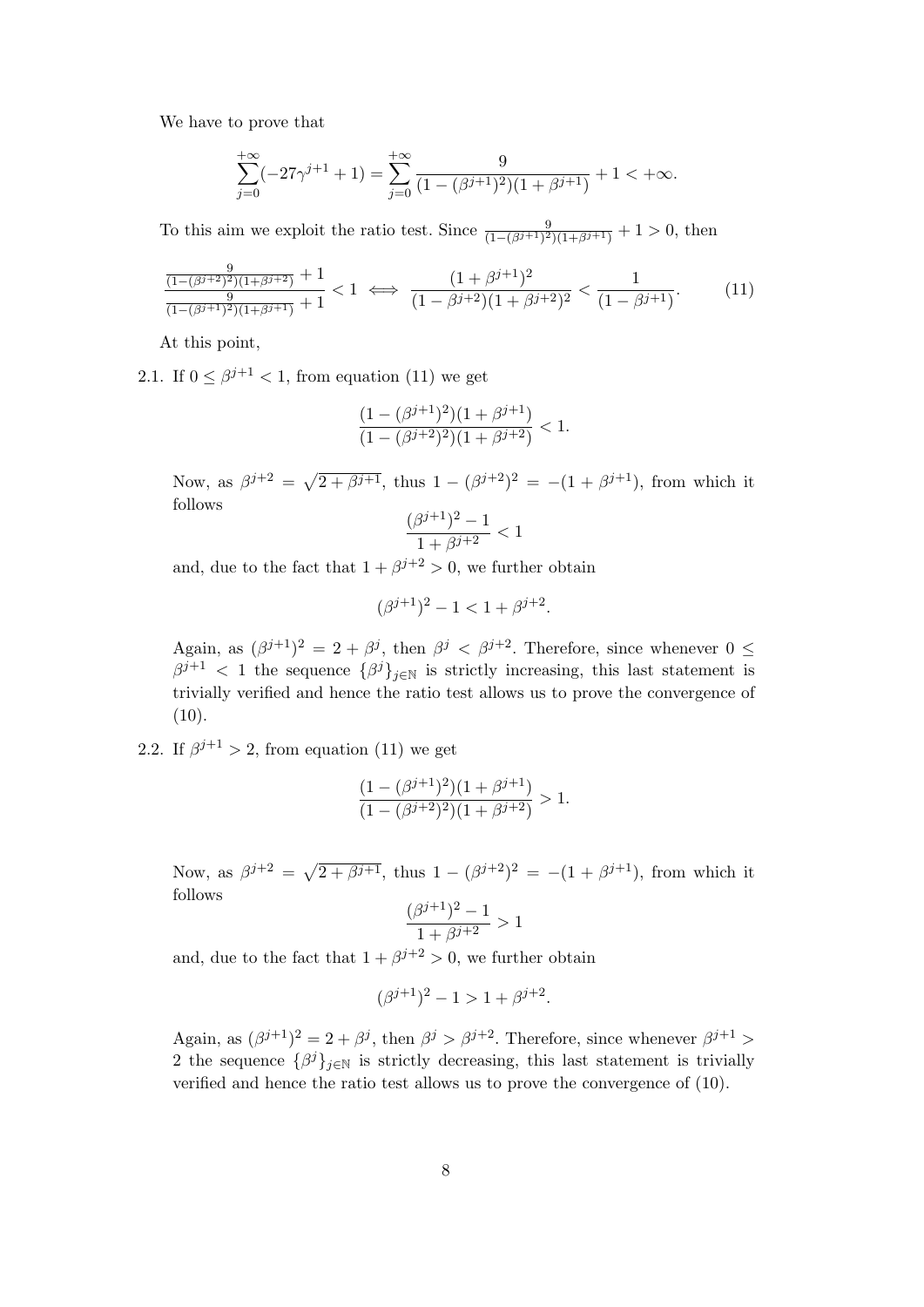We have to prove that

$$\sum_{j=0}^{+\infty}(-27\gamma^{j+1}+1)=\sum_{j=0}^{+\infty}\frac{9}{(1-(\beta^{j+1})^2)(1+\beta^{j+1})}+1<+\infty.$$

To this aim we exploit the ratio test. Since $\frac{9}{(1-(\beta^{j+1})^2)(1+\beta^{j+1})}+1>0$, then

$$\frac{\frac{9}{(1-(\beta^{j+2})^2)(1+\beta^{j+2})}+1}{\frac{9}{(1-(\beta^{j+1})^2)(1+\beta^{j+1})}+1}<1 \iff \frac{(1+\beta^{j+1})^2}{(1-\beta^{j+2})(1+\beta^{j+2})^2}<\frac{1}{(1-\beta^{j+1})}. \tag{11}$$

At this point,

2.1. If $0\leq\beta^{j+1}<1$, from equation (11) we get

$$\frac{(1-(\beta^{j+1})^2)(1+\beta^{j+1})}{(1-(\beta^{j+2})^2)(1+\beta^{j+2})}<1.$$

Now, as $\beta^{j+2}=\sqrt{2+\beta^{j+1}}$, thus $1-(\beta^{j+2})^2=-(1+\beta^{j+1})$, from which it follows

$$\frac{(\beta^{j+1})^2-1}{1+\beta^{j+2}}<1$$

and, due to the fact that $1+\beta^{j+2}>0$, we further obtain

$$(\beta^{j+1})^2-1<1+\beta^{j+2}.$$

Again, as $(\beta^{j+1})^2=2+\beta^j$, then $\beta^j<\beta^{j+2}$. Therefore, since whenever $0\leq\beta^{j+1}<1$ the sequence $\{\beta^j\}_{j\in\mathbb{N}}$ is strictly increasing, this last statement is trivially verified and hence the ratio test allows us to prove the convergence of (10).

2.2. If $\beta^{j+1}>2$, from equation (11) we get

$$\frac{(1-(\beta^{j+1})^2)(1+\beta^{j+1})}{(1-(\beta^{j+2})^2)(1+\beta^{j+2})}>1.$$

Now, as $\beta^{j+2}=\sqrt{2+\beta^{j+1}}$, thus $1-(\beta^{j+2})^2=-(1+\beta^{j+1})$, from which it follows

$$\frac{(\beta^{j+1})^2-1}{1+\beta^{j+2}}>1$$

and, due to the fact that $1+\beta^{j+2}>0$, we further obtain

$$(\beta^{j+1})^2-1>1+\beta^{j+2}.$$

Again, as $(\beta^{j+1})^2=2+\beta^j$, then $\beta^j>\beta^{j+2}$. Therefore, since whenever $\beta^{j+1}>2$ the sequence $\{\beta^j\}_{j\in\mathbb{N}}$ is strictly decreasing, this last statement is trivially verified and hence the ratio test allows us to prove the convergence of (10).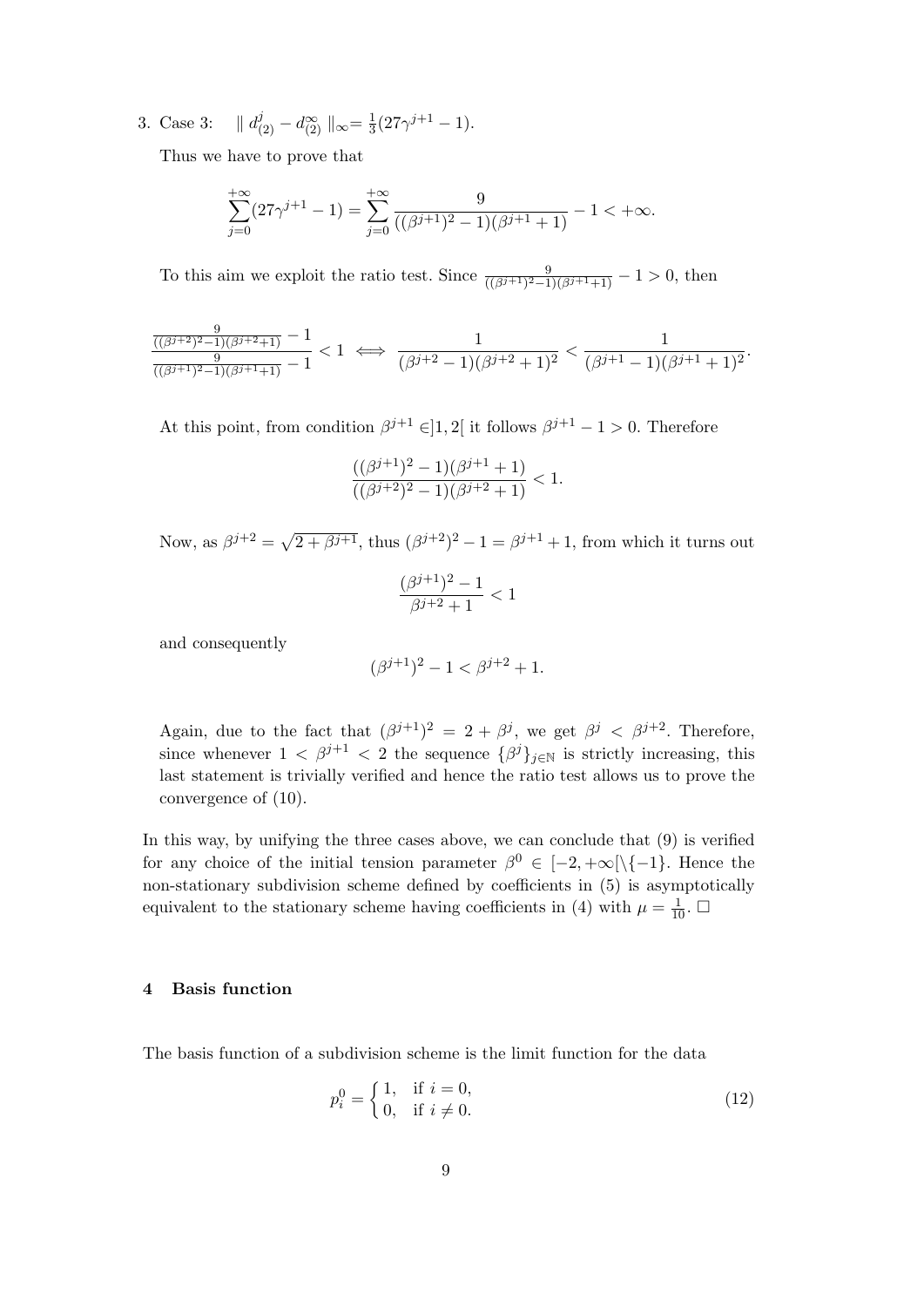3. Case 3: $\| d_{(2)}^{j} - d_{(2)}^{\infty} \|_{\infty} = \frac{1}{3}(27\gamma^{j+1} - 1)$.

   Thus we have to prove that

$$\sum_{j=0}^{+\infty} (27\gamma^{j+1} - 1) = \sum_{j=0}^{+\infty} \frac{9}{((\beta^{j+1})^2 - 1)(\beta^{j+1} + 1)} - 1 < +\infty.$$

   To this aim we exploit the ratio test. Since $\frac{9}{((\beta^{j+1})^2-1)(\beta^{j+1}+1)} - 1 > 0$, then

$$\frac{\frac{9}{((\beta^{j+2})^2-1)(\beta^{j+2}+1)} - 1}{\frac{9}{((\beta^{j+1})^2-1)(\beta^{j+1}+1)} - 1} < 1 \iff \frac{1}{(\beta^{j+2} - 1)(\beta^{j+2} + 1)^2} < \frac{1}{(\beta^{j+1} - 1)(\beta^{j+1} + 1)^2}.$$

   At this point, from condition $\beta^{j+1} \in ]1, 2[$ it follows $\beta^{j+1} - 1 > 0$. Therefore

$$\frac{((\beta^{j+1})^2 - 1)(\beta^{j+1} + 1)}{((\beta^{j+2})^2 - 1)(\beta^{j+2} + 1)} < 1.$$

   Now, as $\beta^{j+2} = \sqrt{2 + \beta^{j+1}}$, thus $(\beta^{j+2})^2 - 1 = \beta^{j+1} + 1$, from which it turns out

$$\frac{(\beta^{j+1})^2 - 1}{\beta^{j+2} + 1} < 1$$

   and consequently

$$(\beta^{j+1})^2 - 1 < \beta^{j+2} + 1.$$

   Again, due to the fact that $(\beta^{j+1})^2 = 2 + \beta^j$, we get $\beta^j < \beta^{j+2}$. Therefore, since whenever $1 < \beta^{j+1} < 2$ the sequence $\{\beta^j\}_{j \in \mathbb{N}}$ is strictly increasing, this last statement is trivially verified and hence the ratio test allows us to prove the convergence of (10).

In this way, by unifying the three cases above, we can conclude that (9) is verified for any choice of the initial tension parameter $\beta^0 \in [-2, +\infty[\setminus\{-1\}$. Hence the non-stationary subdivision scheme defined by coefficients in (5) is asymptotically equivalent to the stationary scheme having coefficients in (4) with $\mu = \frac{1}{10}$. $\square$

## 4 Basis function

The basis function of a subdivision scheme is the limit function for the data

$$p_i^0 = \begin{cases} 1, & \text{if } i = 0, \\ 0, & \text{if } i \neq 0. \end{cases} \tag{12}$$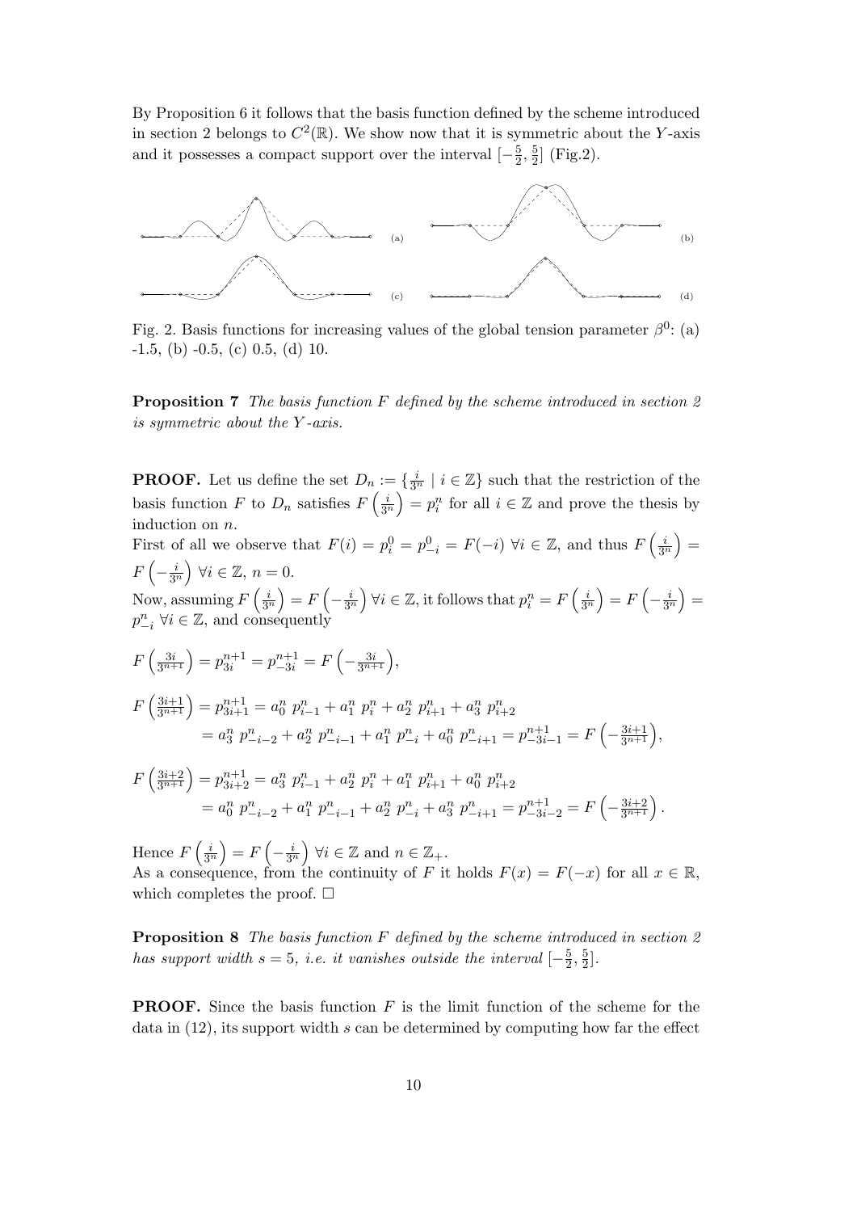By Proposition 6 it follows that the basis function defined by the scheme introduced in section 2 belongs to $C^2(\mathbb{R})$. We show now that it is symmetric about the $Y$-axis and it possesses a compact support over the interval $[-\frac{5}{2}, \frac{5}{2}]$ (Fig.2).

Fig. 2. Basis functions for increasing values of the global tension parameter $\beta^0$: (a) -1.5, (b) -0.5, (c) 0.5, (d) 10.

**Proposition 7** *The basis function $F$ defined by the scheme introduced in section 2 is symmetric about the $Y$-axis.*

**PROOF.** Let us define the set $D_n := \{\frac{i}{3^n} \mid i \in \mathbb{Z}\}$ such that the restriction of the basis function $F$ to $D_n$ satisfies $F\left(\frac{i}{3^n}\right) = p_i^n$ for all $i \in \mathbb{Z}$ and prove the thesis by induction on $n$.

First of all we observe that $F(i) = p_i^0 = p_{-i}^0 = F(-i)\ \forall i \in \mathbb{Z}$, and thus $F\left(\frac{i}{3^n}\right) = F\left(-\frac{i}{3^n}\right)\ \forall i \in \mathbb{Z},\ n = 0$.

Now, assuming $F\left(\frac{i}{3^n}\right) = F\left(-\frac{i}{3^n}\right)\ \forall i \in \mathbb{Z}$, it follows that $p_i^n = F\left(\frac{i}{3^n}\right) = F\left(-\frac{i}{3^n}\right) = p_{-i}^n\ \forall i \in \mathbb{Z}$, and consequently

$$F\left(\tfrac{3i}{3^{n+1}}\right) = p_{3i}^{n+1} = p_{-3i}^{n+1} = F\left(-\tfrac{3i}{3^{n+1}}\right),$$

$$\begin{aligned} F\left(\tfrac{3i+1}{3^{n+1}}\right) &= p_{3i+1}^{n+1} = a_0^n\ p_{i-1}^n + a_1^n\ p_i^n + a_2^n\ p_{i+1}^n + a_3^n\ p_{i+2}^n \\ &= a_3^n\ p_{-i-2}^n + a_2^n\ p_{-i-1}^n + a_1^n\ p_{-i}^n + a_0^n\ p_{-i+1}^n = p_{-3i-1}^{n+1} = F\left(-\tfrac{3i+1}{3^{n+1}}\right), \end{aligned}$$

$$\begin{aligned} F\left(\tfrac{3i+2}{3^{n+1}}\right) &= p_{3i+2}^{n+1} = a_3^n\ p_{i-1}^n + a_2^n\ p_i^n + a_1^n\ p_{i+1}^n + a_0^n\ p_{i+2}^n \\ &= a_0^n\ p_{-i-2}^n + a_1^n\ p_{-i-1}^n + a_2^n\ p_{-i}^n + a_3^n\ p_{-i+1}^n = p_{-3i-2}^{n+1} = F\left(-\tfrac{3i+2}{3^{n+1}}\right). \end{aligned}$$

Hence $F\left(\frac{i}{3^n}\right) = F\left(-\frac{i}{3^n}\right)\ \forall i \in \mathbb{Z}$ and $n \in \mathbb{Z}_+$.

As a consequence, from the continuity of $F$ it holds $F(x) = F(-x)$ for all $x \in \mathbb{R}$, which completes the proof. $\square$

**Proposition 8** *The basis function $F$ defined by the scheme introduced in section 2 has support width $s = 5$, i.e. it vanishes outside the interval $[-\frac{5}{2}, \frac{5}{2}]$.*

**PROOF.** Since the basis function $F$ is the limit function of the scheme for the data in (12), its support width $s$ can be determined by computing how far the effect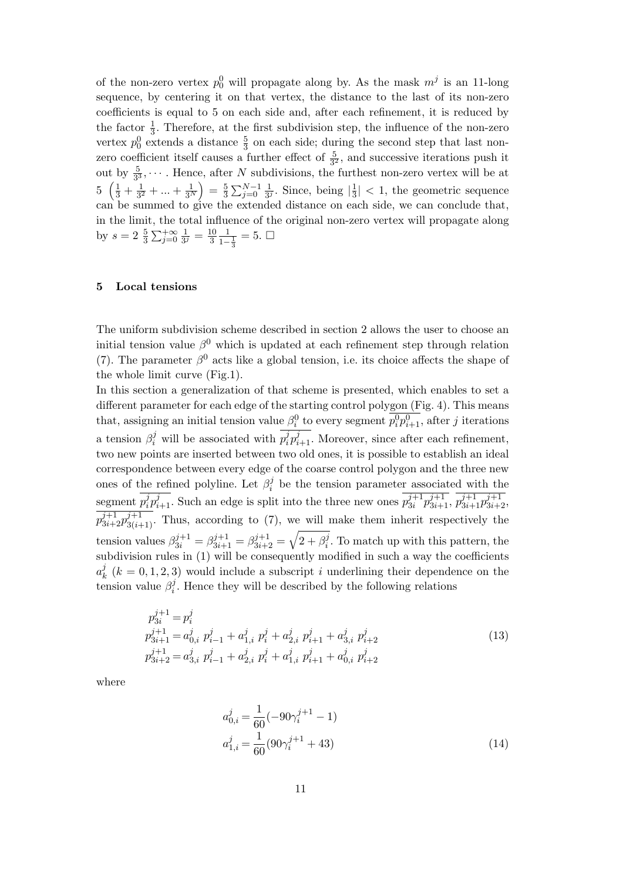of the non-zero vertex $p_0^0$ will propagate along by. As the mask $m^j$ is an 11-long sequence, by centering it on that vertex, the distance to the last of its non-zero coefficients is equal to 5 on each side and, after each refinement, it is reduced by the factor $\frac{1}{3}$. Therefore, at the first subdivision step, the influence of the non-zero vertex $p_0^0$ extends a distance $\frac{5}{3}$ on each side; during the second step that last non-zero coefficient itself causes a further effect of $\frac{5}{3^2}$, and successive iterations push it out by $\frac{5}{3^3}, \cdots$. Hence, after $N$ subdivisions, the furthest non-zero vertex will be at $5 \left(\frac{1}{3}+\frac{1}{3^2}+...+\frac{1}{3^N}\right) = \frac{5}{3}\sum_{j=0}^{N-1}\frac{1}{3^j}$. Since, being $|\frac{1}{3}| < 1$, the geometric sequence can be summed to give the extended distance on each side, we can conclude that, in the limit, the total influence of the original non-zero vertex will propagate along by $s = 2\ \frac{5}{3}\sum_{j=0}^{+\infty}\frac{1}{3^j} = \frac{10}{3}\frac{1}{1-\frac{1}{3}} = 5$. □

## 5 Local tensions

The uniform subdivision scheme described in section 2 allows the user to choose an initial tension value $\beta^0$ which is updated at each refinement step through relation (7). The parameter $\beta^0$ acts like a global tension, i.e. its choice affects the shape of the whole limit curve (Fig.1).

In this section a generalization of that scheme is presented, which enables to set a different parameter for each edge of the starting control polygon (Fig. 4). This means that, assigning an initial tension value $\beta_i^0$ to every segment $\overline{p_i^0 p_{i+1}^0}$, after $j$ iterations a tension $\beta_i^j$ will be associated with $\overline{p_i^j p_{i+1}^j}$. Moreover, since after each refinement, two new points are inserted between two old ones, it is possible to establish an ideal correspondence between every edge of the coarse control polygon and the three new ones of the refined polyline. Let $\beta_i^j$ be the tension parameter associated with the segment $\overline{p_i^j p_{i+1}^j}$. Such an edge is split into the three new ones $\overline{p_{3i}^{j+1} p_{3i+1}^{j+1}}$, $\overline{p_{3i+1}^{j+1} p_{3i+2}^{j+1}}$, $\overline{p_{3i+2}^{j+1} p_{3(i+1)}^{j+1}}$. Thus, according to (7), we will make them inherit respectively the tension values $\beta_{3i}^{j+1} = \beta_{3i+1}^{j+1} = \beta_{3i+2}^{j+1} = \sqrt{2+\beta_i^j}$. To match up with this pattern, the subdivision rules in (1) will be consequently modified in such a way the coefficients $a_k^j$ $(k = 0, 1, 2, 3)$ would include a subscript $i$ underlining their dependence on the tension value $\beta_i^j$. Hence they will be described by the following relations

$$
\begin{aligned}
p_{3i}^{j+1} &= p_i^j \\
p_{3i+1}^{j+1} &= a_{0,i}^j\ p_{i-1}^j + a_{1,i}^j\ p_i^j + a_{2,i}^j\ p_{i+1}^j + a_{3,i}^j\ p_{i+2}^j \\
p_{3i+2}^{j+1} &= a_{3,i}^j\ p_{i-1}^j + a_{2,i}^j\ p_i^j + a_{1,i}^j\ p_{i+1}^j + a_{0,i}^j\ p_{i+2}^j
\end{aligned}
\tag{13}
$$

where

$$
\begin{aligned}
a_{0,i}^j &= \frac{1}{60}(-90\gamma_i^{j+1} - 1) \\
a_{1,i}^j &= \frac{1}{60}(90\gamma_i^{j+1} + 43)
\end{aligned}
\tag{14}
$$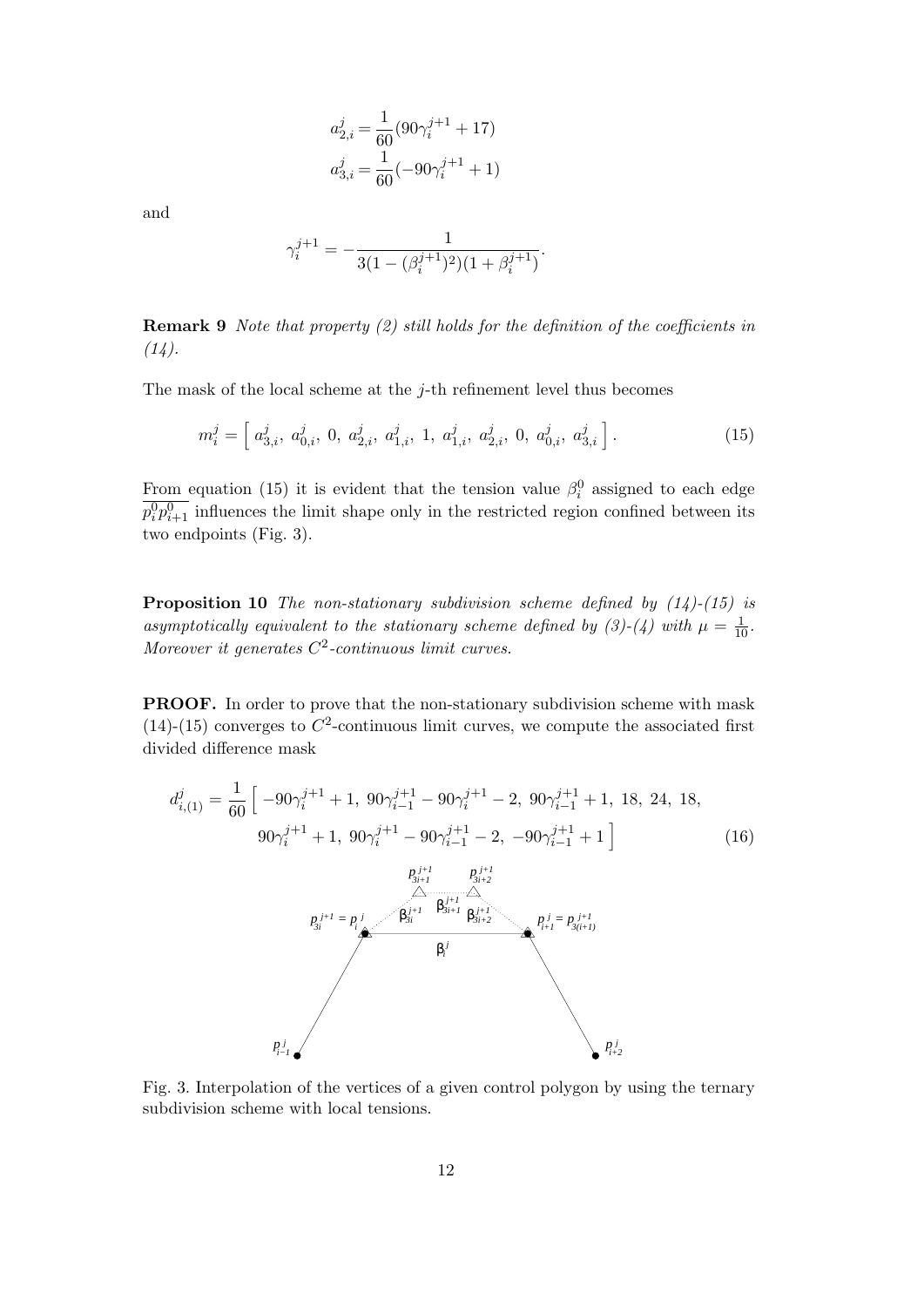$$a_{2,i}^j = \frac{1}{60}(90\gamma_i^{j+1} + 17)$$
$$a_{3,i}^j = \frac{1}{60}(-90\gamma_i^{j+1} + 1)$$

and

$$\gamma_i^{j+1} = -\frac{1}{3(1-(\beta_i^{j+1})^2)(1+\beta_i^{j+1})}.$$

**Remark 9** *Note that property (2) still holds for the definition of the coefficients in (14).*

The mask of the local scheme at the $j$-th refinement level thus becomes

$$m_i^j = \left[\, a_{3,i}^j,\ a_{0,i}^j,\ 0,\ a_{2,i}^j,\ a_{1,i}^j,\ 1,\ a_{1,i}^j,\ a_{2,i}^j,\ 0,\ a_{0,i}^j,\ a_{3,i}^j \,\right]. \tag{15}$$

From equation (15) it is evident that the tension value $\beta_i^0$ assigned to each edge $\overline{p_i^0 p_{i+1}^0}$ influences the limit shape only in the restricted region confined between its two endpoints (Fig. 3).

**Proposition 10** *The non-stationary subdivision scheme defined by (14)-(15) is asymptotically equivalent to the stationary scheme defined by (3)-(4) with $\mu = \frac{1}{10}$. Moreover it generates $C^2$-continuous limit curves.*

**PROOF.** In order to prove that the non-stationary subdivision scheme with mask (14)-(15) converges to $C^2$-continuous limit curves, we compute the associated first divided difference mask

$$d_{i,(1)}^j = \frac{1}{60}\Big[\, -90\gamma_i^{j+1}+1,\ 90\gamma_{i-1}^{j+1} - 90\gamma_i^{j+1} - 2,\ 90\gamma_{i-1}^{j+1}+1,\ 18,\ 24,\ 18,$$
$$90\gamma_i^{j+1}+1,\ 90\gamma_i^{j+1} - 90\gamma_{i-1}^{j+1} - 2,\ -90\gamma_{i-1}^{j+1}+1 \,\Big] \tag{16}$$

Fig. 3. Interpolation of the vertices of a given control polygon by using the ternary subdivision scheme with local tensions.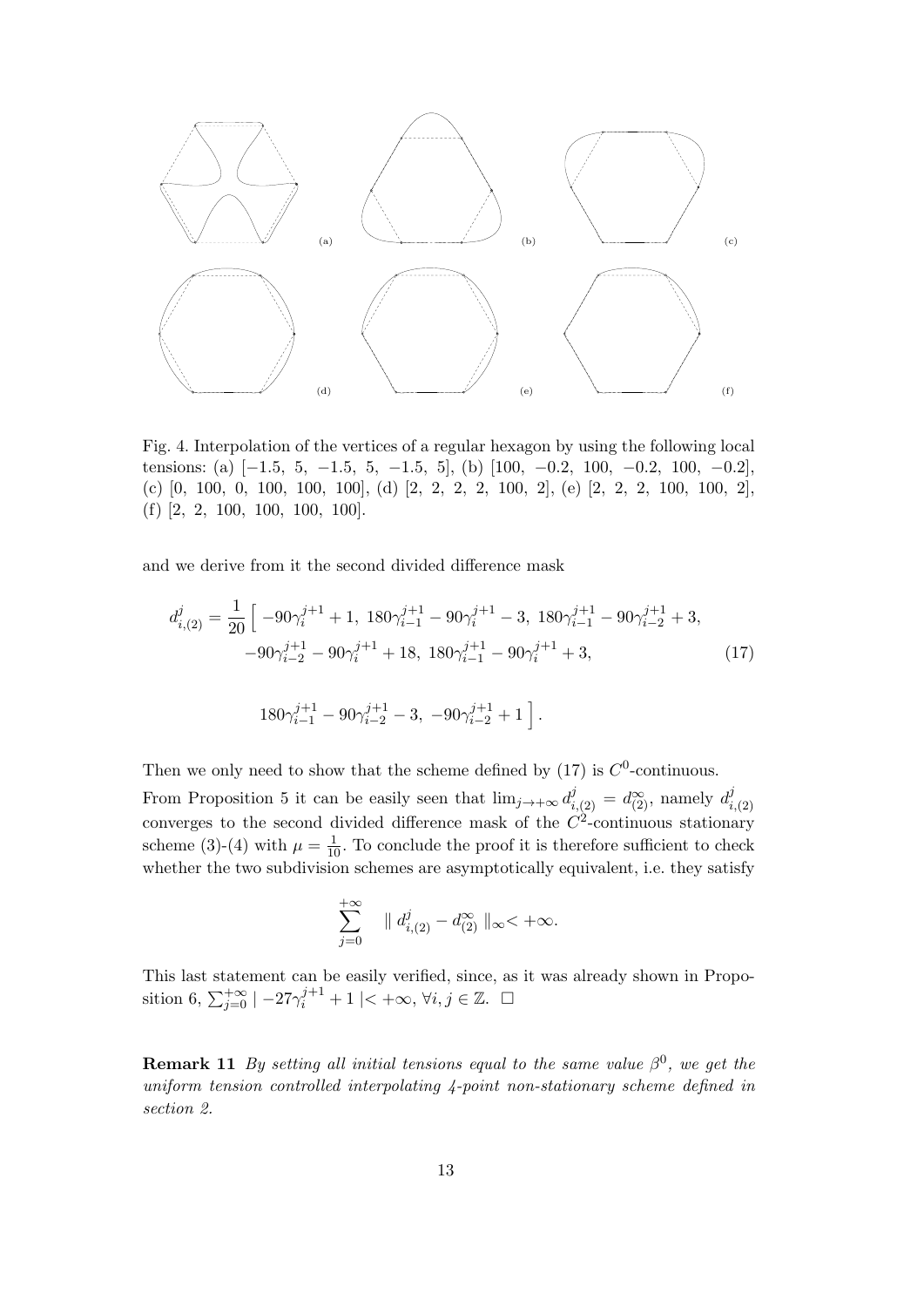Fig. 4. Interpolation of the vertices of a regular hexagon by using the following local tensions: (a) $[-1.5,\ 5,\ -1.5,\ 5,\ -1.5,\ 5]$, (b) $[100,\ -0.2,\ 100,\ -0.2,\ 100,\ -0.2]$, (c) $[0,\ 100,\ 0,\ 100,\ 100,\ 100]$, (d) $[2,\ 2,\ 2,\ 2,\ 100,\ 2]$, (e) $[2,\ 2,\ 2,\ 100,\ 100,\ 2]$, (f) $[2,\ 2,\ 100,\ 100,\ 100,\ 100]$.

and we derive from it the second divided difference mask

$$
\begin{aligned}
d^j_{i,(2)} = \frac{1}{20}\Big[ & -90\gamma_i^{j+1}+1,\ 180\gamma_{i-1}^{j+1}-90\gamma_i^{j+1}-3,\ 180\gamma_{i-1}^{j+1}-90\gamma_{i-2}^{j+1}+3, \\
& -90\gamma_{i-2}^{j+1}-90\gamma_i^{j+1}+18,\ 180\gamma_{i-1}^{j+1}-90\gamma_i^{j+1}+3, \\
& 180\gamma_{i-1}^{j+1}-90\gamma_{i-2}^{j+1}-3,\ -90\gamma_{i-2}^{j+1}+1\Big].
\end{aligned} \tag{17}
$$

Then we only need to show that the scheme defined by (17) is $C^0$-continuous.

From Proposition 5 it can be easily seen that $\lim_{j\to+\infty} d^j_{i,(2)} = d^\infty_{(2)}$, namely $d^j_{i,(2)}$ converges to the second divided difference mask of the $C^2$-continuous stationary scheme (3)-(4) with $\mu = \frac{1}{10}$. To conclude the proof it is therefore sufficient to check whether the two subdivision schemes are asymptotically equivalent, i.e. they satisfy

$$
\sum_{j=0}^{+\infty} \quad \| \, d^j_{i,(2)} - d^\infty_{(2)} \, \|_\infty < +\infty.
$$

This last statement can be easily verified, since, as it was already shown in Proposition 6, $\sum_{j=0}^{+\infty} | -27\gamma_i^{j+1}+1 | < +\infty$, $\forall i, j \in \mathbb{Z}$. $\square$

**Remark 11** *By setting all initial tensions equal to the same value $\beta^0$, we get the uniform tension controlled interpolating 4-point non-stationary scheme defined in section 2.*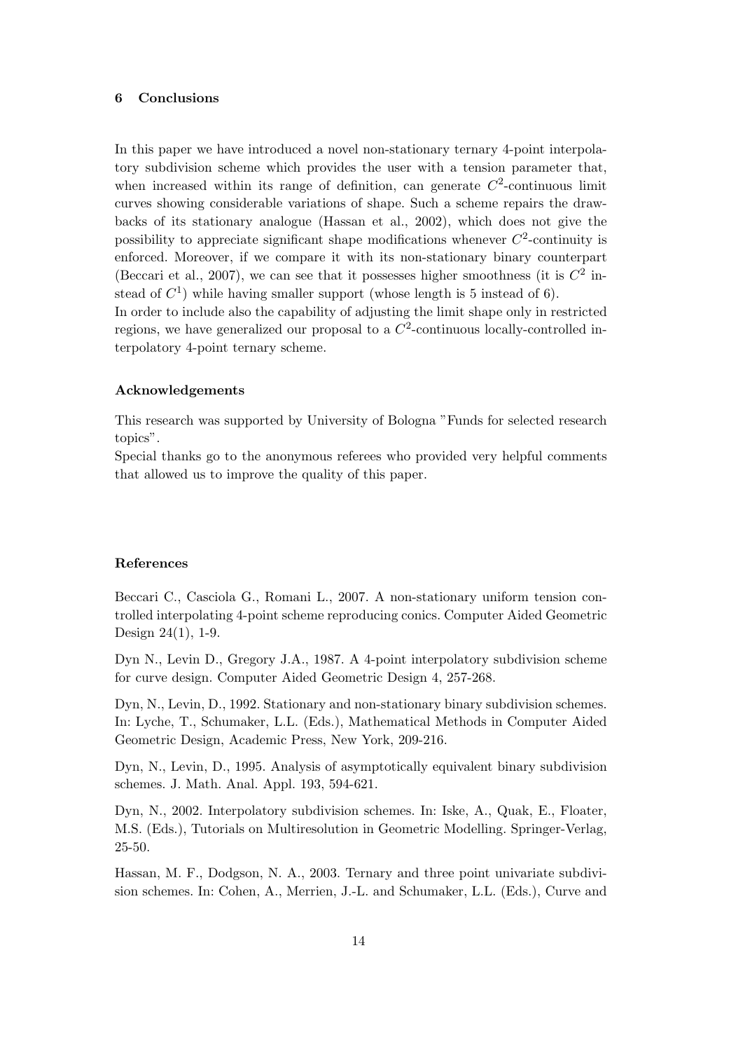## 6 Conclusions

In this paper we have introduced a novel non-stationary ternary 4-point interpolatory subdivision scheme which provides the user with a tension parameter that, when increased within its range of definition, can generate $C^2$-continuous limit curves showing considerable variations of shape. Such a scheme repairs the drawbacks of its stationary analogue (Hassan et al., 2002), which does not give the possibility to appreciate significant shape modifications whenever $C^2$-continuity is enforced. Moreover, if we compare it with its non-stationary binary counterpart (Beccari et al., 2007), we can see that it possesses higher smoothness (it is $C^2$ instead of $C^1$) while having smaller support (whose length is 5 instead of 6).
In order to include also the capability of adjusting the limit shape only in restricted regions, we have generalized our proposal to a $C^2$-continuous locally-controlled interpolatory 4-point ternary scheme.

### Acknowledgements

This research was supported by University of Bologna "Funds for selected research topics".
Special thanks go to the anonymous referees who provided very helpful comments that allowed us to improve the quality of this paper.

### References

Beccari C., Casciola G., Romani L., 2007. A non-stationary uniform tension controlled interpolating 4-point scheme reproducing conics. Computer Aided Geometric Design 24(1), 1-9.

Dyn N., Levin D., Gregory J.A., 1987. A 4-point interpolatory subdivision scheme for curve design. Computer Aided Geometric Design 4, 257-268.

Dyn, N., Levin, D., 1992. Stationary and non-stationary binary subdivision schemes. In: Lyche, T., Schumaker, L.L. (Eds.), Mathematical Methods in Computer Aided Geometric Design, Academic Press, New York, 209-216.

Dyn, N., Levin, D., 1995. Analysis of asymptotically equivalent binary subdivision schemes. J. Math. Anal. Appl. 193, 594-621.

Dyn, N., 2002. Interpolatory subdivision schemes. In: Iske, A., Quak, E., Floater, M.S. (Eds.), Tutorials on Multiresolution in Geometric Modelling. Springer-Verlag, 25-50.

Hassan, M. F., Dodgson, N. A., 2003. Ternary and three point univariate subdivision schemes. In: Cohen, A., Merrien, J.-L. and Schumaker, L.L. (Eds.), Curve and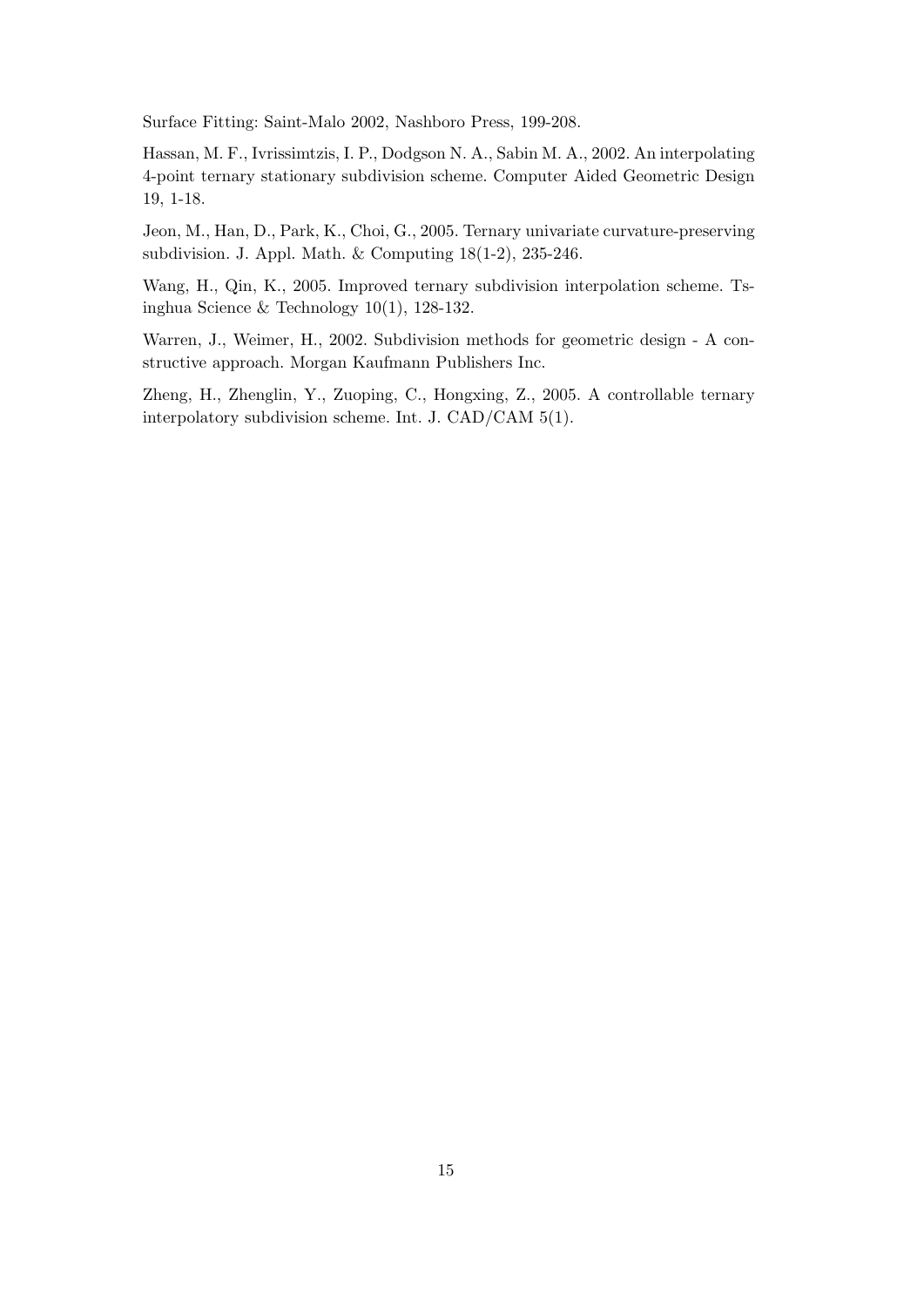Surface Fitting: Saint-Malo 2002, Nashboro Press, 199-208.

Hassan, M. F., Ivrissimtzis, I. P., Dodgson N. A., Sabin M. A., 2002. An interpolating 4-point ternary stationary subdivision scheme. Computer Aided Geometric Design 19, 1-18.

Jeon, M., Han, D., Park, K., Choi, G., 2005. Ternary univariate curvature-preserving subdivision. J. Appl. Math. & Computing 18(1-2), 235-246.

Wang, H., Qin, K., 2005. Improved ternary subdivision interpolation scheme. Tsinghua Science & Technology 10(1), 128-132.

Warren, J., Weimer, H., 2002. Subdivision methods for geometric design - A constructive approach. Morgan Kaufmann Publishers Inc.

Zheng, H., Zhenglin, Y., Zuoping, C., Hongxing, Z., 2005. A controllable ternary interpolatory subdivision scheme. Int. J. CAD/CAM 5(1).